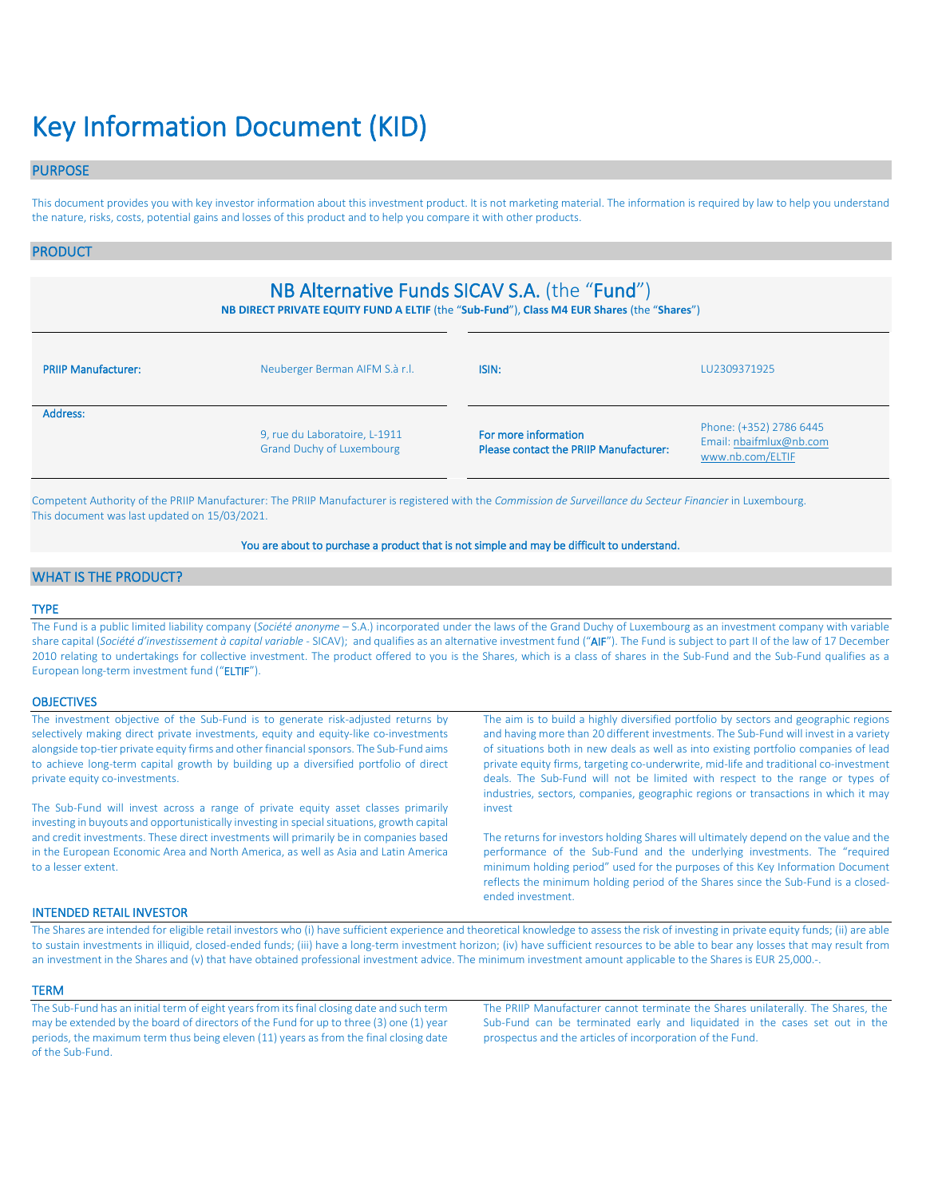# Key Information Document (KID)

## PURPOSE

This document provides you with key investor information about this investment product. It is not marketing material. The information is required by law to help you understand the nature, risks, costs, potential gains and losses of this product and to help you compare it with other products.

## PRODUCT

### NB Alternative Funds SICAV S.A. (the "Fund")

**NB DIRECT PRIVATE EQUITY FUND A ELTIF** (the "**Sub-Fund**"), **Class M4 EUR Shares** (the "**Shares**")

| | | | |
|---|---|---|---|
| PRIIP Manufacturer: | Neuberger Berman AIFM S.à r.l. | ISIN: | LU2309371925 |
| Address: | 9, rue du Laboratoire, L-1911 Grand Duchy of Luxembourg | For more information Please contact the PRIIP Manufacturer: | Phone: (+352) 2786 6445 Email: nbaifmlux@nb.com www.nb.com/ELTIF |

Competent Authority of the PRIIP Manufacturer: The PRIIP Manufacturer is registered with the *Commission de Surveillance du Secteur Financier* in Luxembourg. This document was last updated on 15/03/2021.

You are about to purchase a product that is not simple and may be difficult to understand.

## WHAT IS THE PRODUCT?

### TYPE

The Fund is a public limited liability company (*Société anonyme* – S.A.) incorporated under the laws of the Grand Duchy of Luxembourg as an investment company with variable share capital (*Société d'investissement à capital variable* - SICAV); and qualifies as an alternative investment fund ("AIF"). The Fund is subject to part II of the law of 17 December 2010 relating to undertakings for collective investment. The product offered to you is the Shares, which is a class of shares in the Sub-Fund and the Sub-Fund qualifies as a European long-term investment fund ("ELTIF").

### OBJECTIVES

The investment objective of the Sub-Fund is to generate risk-adjusted returns by selectively making direct private investments, equity and equity-like co-investments alongside top-tier private equity firms and other financial sponsors. The Sub-Fund aims to achieve long-term capital growth by building up a diversified portfolio of direct private equity co-investments.

The Sub-Fund will invest across a range of private equity asset classes primarily investing in buyouts and opportunistically investing in special situations, growth capital and credit investments. These direct investments will primarily be in companies based in the European Economic Area and North America, as well as Asia and Latin America to a lesser extent.

The aim is to build a highly diversified portfolio by sectors and geographic regions and having more than 20 different investments. The Sub-Fund will invest in a variety of situations both in new deals as well as into existing portfolio companies of lead private equity firms, targeting co-underwrite, mid-life and traditional co-investment deals. The Sub-Fund will not be limited with respect to the range or types of industries, sectors, companies, geographic regions or transactions in which it may invest

The returns for investors holding Shares will ultimately depend on the value and the performance of the Sub-Fund and the underlying investments. The "required minimum holding period" used for the purposes of this Key Information Document reflects the minimum holding period of the Shares since the Sub-Fund is a closed-ended investment.

### INTENDED RETAIL INVESTOR

The Shares are intended for eligible retail investors who (i) have sufficient experience and theoretical knowledge to assess the risk of investing in private equity funds; (ii) are able to sustain investments in illiquid, closed-ended funds; (iii) have a long-term investment horizon; (iv) have sufficient resources to be able to bear any losses that may result from an investment in the Shares and (v) that have obtained professional investment advice. The minimum investment amount applicable to the Shares is EUR 25,000.-.

### TERM

The Sub-Fund has an initial term of eight years from its final closing date and such term may be extended by the board of directors of the Fund for up to three (3) one (1) year periods, the maximum term thus being eleven (11) years as from the final closing date of the Sub-Fund.

The PRIIP Manufacturer cannot terminate the Shares unilaterally. The Shares, the Sub-Fund can be terminated early and liquidated in the cases set out in the prospectus and the articles of incorporation of the Fund.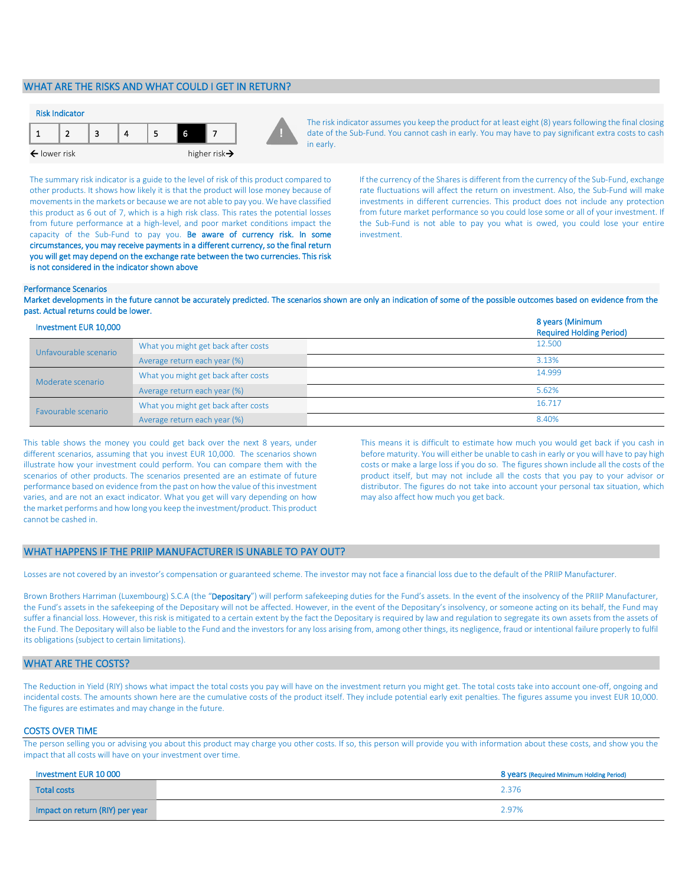## WHAT ARE THE RISKS AND WHAT COULD I GET IN RETURN?

**Risk Indicator**

| 1 | 2 | 3 | 4 | 5 | **6** | 7 |
|---|---|---|---|---|---|---|

← lower risk　　　　　　　　　higher risk →

The risk indicator assumes you keep the product for at least eight (8) years following the final closing date of the Sub-Fund. You cannot cash in early. You may have to pay significant extra costs to cash in early.

The summary risk indicator is a guide to the level of risk of this product compared to other products. It shows how likely it is that the product will lose money because of movements in the markets or because we are not able to pay you. We have classified this product as 6 out of 7, which is a high risk class. This rates the potential losses from future performance at a high-level, and poor market conditions impact the capacity of the Sub-Fund to pay you. **Be aware of currency risk. In some circumstances, you may receive payments in a different currency, so the final return you will get may depend on the exchange rate between the two currencies. This risk is not considered in the indicator shown above**

If the currency of the Shares is different from the currency of the Sub-Fund, exchange rate fluctuations will affect the return on investment. Also, the Sub-Fund will make investments in different currencies. This product does not include any protection from future market performance so you could lose some or all of your investment. If the Sub-Fund is not able to pay you what is owed, you could lose your entire investment.

### Performance Scenarios

**Market developments in the future cannot be accurately predicted. The scenarios shown are only an indication of some of the possible outcomes based on evidence from the past. Actual returns could be lower.**

| Investment EUR 10,000 | | 8 years (Minimum Required Holding Period) |
|---|---|---|
| Unfavourable scenario | What you might get back after costs | 12.500 |
| | Average return each year (%) | 3.13% |
| Moderate scenario | What you might get back after costs | 14.999 |
| | Average return each year (%) | 5.62% |
| Favourable scenario | What you might get back after costs | 16.717 |
| | Average return each year (%) | 8.40% |

This table shows the money you could get back over the next 8 years, under different scenarios, assuming that you invest EUR 10,000. The scenarios shown illustrate how your investment could perform. You can compare them with the scenarios of other products. The scenarios presented are an estimate of future performance based on evidence from the past on how the value of this investment varies, and are not an exact indicator. What you get will vary depending on how the market performs and how long you keep the investment/product. This product cannot be cashed in.

This means it is difficult to estimate how much you would get back if you cash in before maturity. You will either be unable to cash in early or you will have to pay high costs or make a large loss if you do so. The figures shown include all the costs of the product itself, but may not include all the costs that you pay to your advisor or distributor. The figures do not take into account your personal tax situation, which may also affect how much you get back.

## WHAT HAPPENS IF THE PRIIP MANUFACTURER IS UNABLE TO PAY OUT?

Losses are not covered by an investor's compensation or guaranteed scheme. The investor may not face a financial loss due to the default of the PRIIP Manufacturer.

Brown Brothers Harriman (Luxembourg) S.C.A (the "**Depositary**") will perform safekeeping duties for the Fund's assets. In the event of the insolvency of the PRIIP Manufacturer, the Fund's assets in the safekeeping of the Depositary will not be affected. However, in the event of the Depositary's insolvency, or someone acting on its behalf, the Fund may suffer a financial loss. However, this risk is mitigated to a certain extent by the fact the Depositary is required by law and regulation to segregate its own assets from the assets of the Fund. The Depositary will also be liable to the Fund and the investors for any loss arising from, among other things, its negligence, fraud or intentional failure properly to fulfil its obligations (subject to certain limitations).

## WHAT ARE THE COSTS?

The Reduction in Yield (RIY) shows what impact the total costs you pay will have on the investment return you might get. The total costs take into account one-off, ongoing and incidental costs. The amounts shown here are the cumulative costs of the product itself. They include potential early exit penalties. The figures assume you invest EUR 10,000. The figures are estimates and may change in the future.

### COSTS OVER TIME

The person selling you or advising you about this product may charge you other costs. If so, this person will provide you with information about these costs, and show you the impact that all costs will have on your investment over time.

| Investment EUR 10 000 | 8 years (Required Minimum Holding Period) |
|---|---|
| Total costs | 2.376 |
| Impact on return (RIY) per year | 2.97% |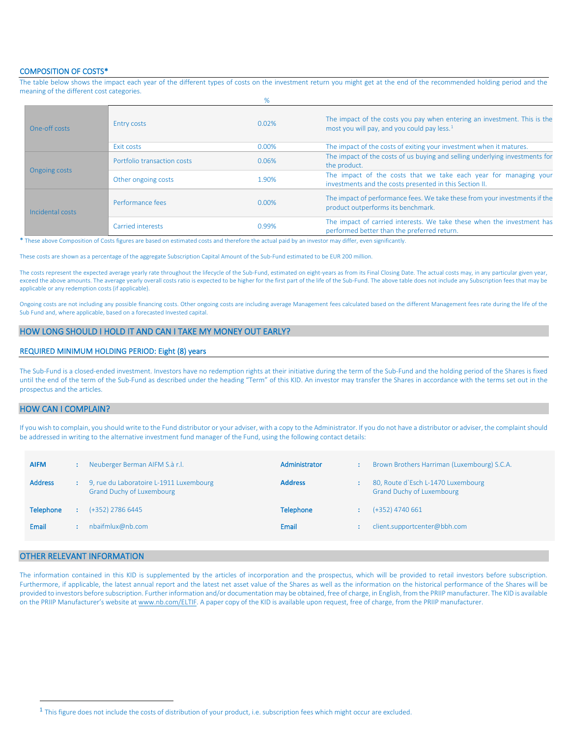## COMPOSITION OF COSTS*

The table below shows the impact each year of the different types of costs on the investment return you might get at the end of the recommended holding period and the meaning of the different cost categories.

| | | % | |
|---|---|---|---|
| One-off costs | Entry costs | 0.02% | The impact of the costs you pay when entering an investment. This is the most you will pay, and you could pay less.[1] |
| | Exit costs | 0.00% | The impact of the costs of exiting your investment when it matures. |
| Ongoing costs | Portfolio transaction costs | 0.06% | The impact of the costs of us buying and selling underlying investments for the product. |
| | Other ongoing costs | 1.90% | The impact of the costs that we take each year for managing your investments and the costs presented in this Section II. |
| Incidental costs | Performance fees | 0.00% | The impact of performance fees. We take these from your investments if the product outperforms its benchmark. |
| | Carried interests | 0.99% | The impact of carried interests. We take these when the investment has performed better than the preferred return. |

* These above Composition of Costs figures are based on estimated costs and therefore the actual paid by an investor may differ, even significantly.

These costs are shown as a percentage of the aggregate Subscription Capital Amount of the Sub-Fund estimated to be EUR 200 million.

The costs represent the expected average yearly rate throughout the lifecycle of the Sub-Fund, estimated on eight-years as from its Final Closing Date. The actual costs may, in any particular given year, exceed the above amounts. The average yearly overall costs ratio is expected to be higher for the first part of the life of the Sub-Fund. The above table does not include any Subscription fees that may be applicable or any redemption costs (if applicable).

Ongoing costs are not including any possible financing costs. Other ongoing costs are including average Management fees calculated based on the different Management fees rate during the life of the Sub Fund and, where applicable, based on a forecasted Invested capital.

## HOW LONG SHOULD I HOLD IT AND CAN I TAKE MY MONEY OUT EARLY?

### REQUIRED MINIMUM HOLDING PERIOD: Eight (8) years

The Sub-Fund is a closed-ended investment. Investors have no redemption rights at their initiative during the term of the Sub-Fund and the holding period of the Shares is fixed until the end of the term of the Sub-Fund as described under the heading "Term" of this KID. An investor may transfer the Shares in accordance with the terms set out in the prospectus and the articles.

## HOW CAN I COMPLAIN?

If you wish to complain, you should write to the Fund distributor or your adviser, with a copy to the Administrator. If you do not have a distributor or adviser, the complaint should be addressed in writing to the alternative investment fund manager of the Fund, using the following contact details:

| | | | |
|---|---|---|---|
| **AIFM** | Neuberger Berman AIFM S.à r.l. | **Administrator** | Brown Brothers Harriman (Luxembourg) S.C.A. |
| **Address** | 9, rue du Laboratoire L-1911 Luxembourg Grand Duchy of Luxembourg | **Address** | 80, Route d`Esch L-1470 Luxembourg Grand Duchy of Luxembourg |
| **Telephone** | (+352) 2786 6445 | **Telephone** | (+352) 4740 661 |
| **Email** | nbaifmlux@nb.com | **Email** | client.supportcenter@bbh.com |

## OTHER RELEVANT INFORMATION

The information contained in this KID is supplemented by the articles of incorporation and the prospectus, which will be provided to retail investors before subscription. Furthermore, if applicable, the latest annual report and the latest net asset value of the Shares as well as the information on the historical performance of the Shares will be provided to investors before subscription. Further information and/or documentation may be obtained, free of charge, in English, from the PRIIP manufacturer. The KID is available on the PRIIP Manufacturer's website at www.nb.com/ELTIF. A paper copy of the KID is available upon request, free of charge, from the PRIIP manufacturer.

[1] This figure does not include the costs of distribution of your product, i.e. subscription fees which might occur are excluded.